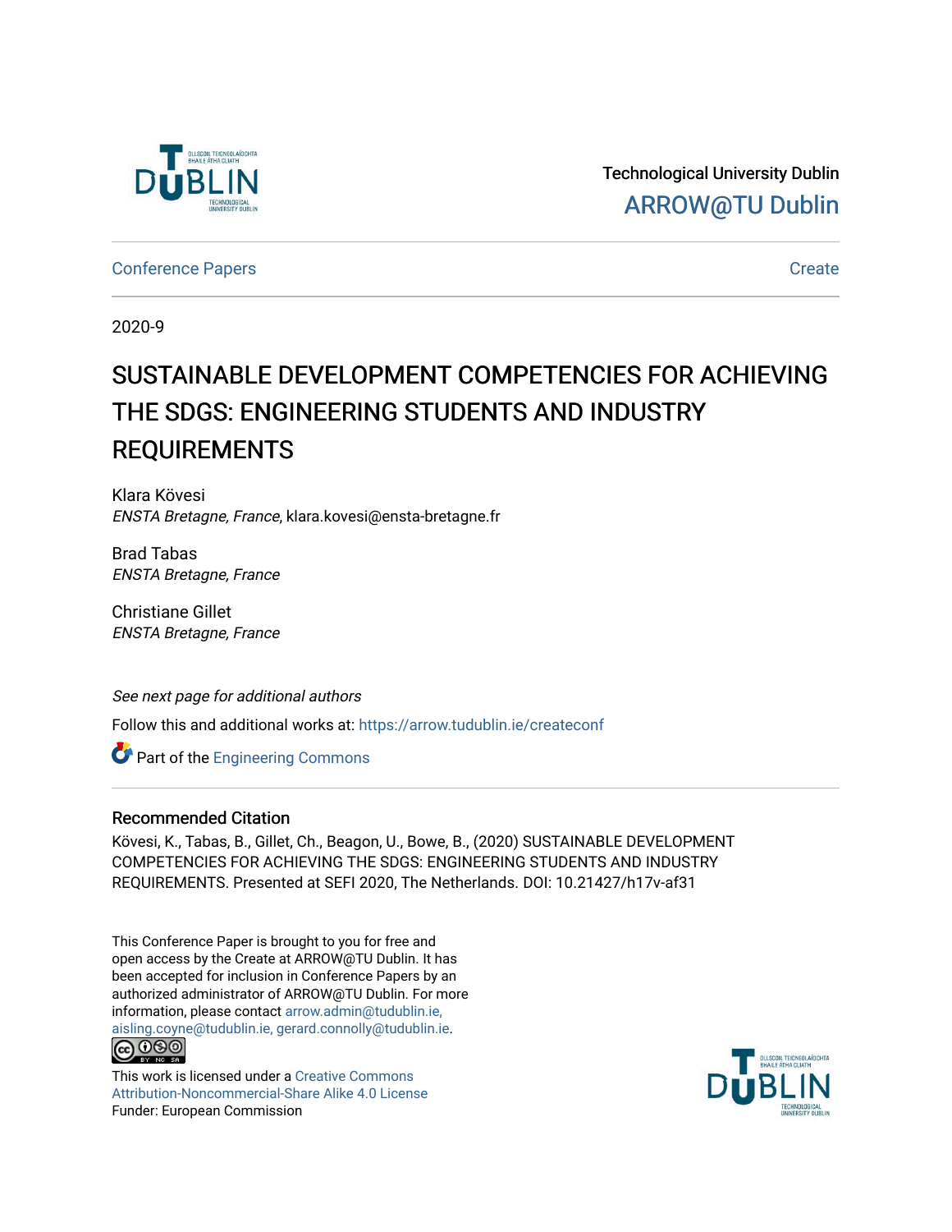Technological University Dublin

ARROW@TU Dublin

Conference Papers | Create

2020-9

# SUSTAINABLE DEVELOPMENT COMPETENCIES FOR ACHIEVING THE SDGS: ENGINEERING STUDENTS AND INDUSTRY REQUIREMENTS

Klara Kövesi
*ENSTA Bretagne, France*, klara.kovesi@ensta-bretagne.fr

Brad Tabas
*ENSTA Bretagne, France*

Christiane Gillet
*ENSTA Bretagne, France*

*See next page for additional authors*

Follow this and additional works at: https://arrow.tudublin.ie/createconf

Part of the Engineering Commons

## Recommended Citation

Kövesi, K., Tabas, B., Gillet, Ch., Beagon, U., Bowe, B., (2020) SUSTAINABLE DEVELOPMENT COMPETENCIES FOR ACHIEVING THE SDGS: ENGINEERING STUDENTS AND INDUSTRY REQUIREMENTS. Presented at SEFI 2020, The Netherlands. DOI: 10.21427/h17v-af31

This Conference Paper is brought to you for free and open access by the Create at ARROW@TU Dublin. It has been accepted for inclusion in Conference Papers by an authorized administrator of ARROW@TU Dublin. For more information, please contact arrow.admin@tudublin.ie, aisling.coyne@tudublin.ie, gerard.connolly@tudublin.ie.

This work is licensed under a Creative Commons Attribution-Noncommercial-Share Alike 4.0 License
Funder: European Commission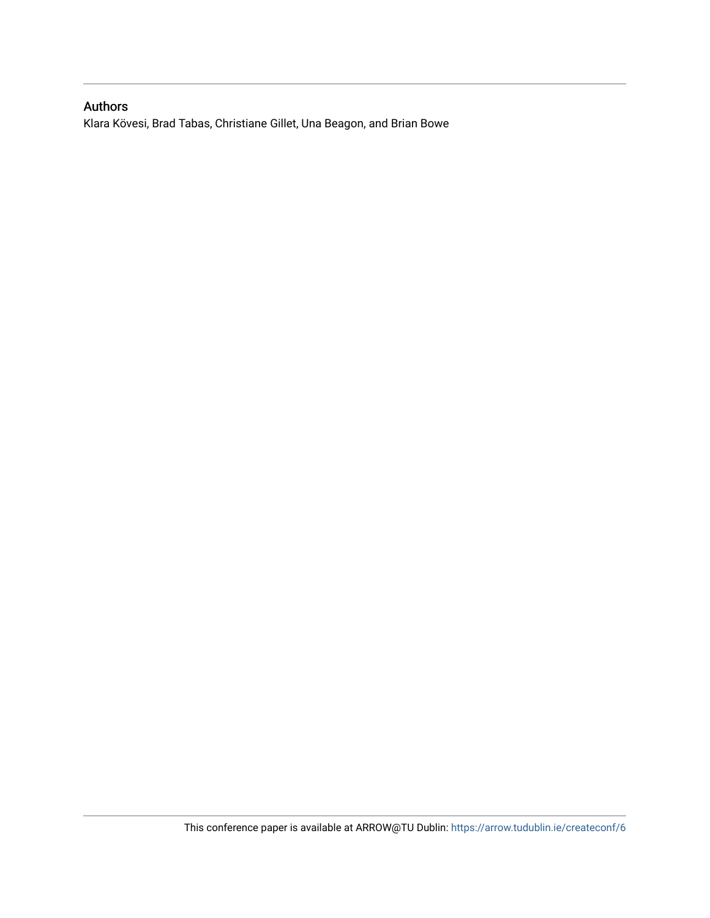## Authors

Klara Kövesi, Brad Tabas, Christiane Gillet, Una Beagon, and Brian Bowe

This conference paper is available at ARROW@TU Dublin: https://arrow.tudublin.ie/createconf/6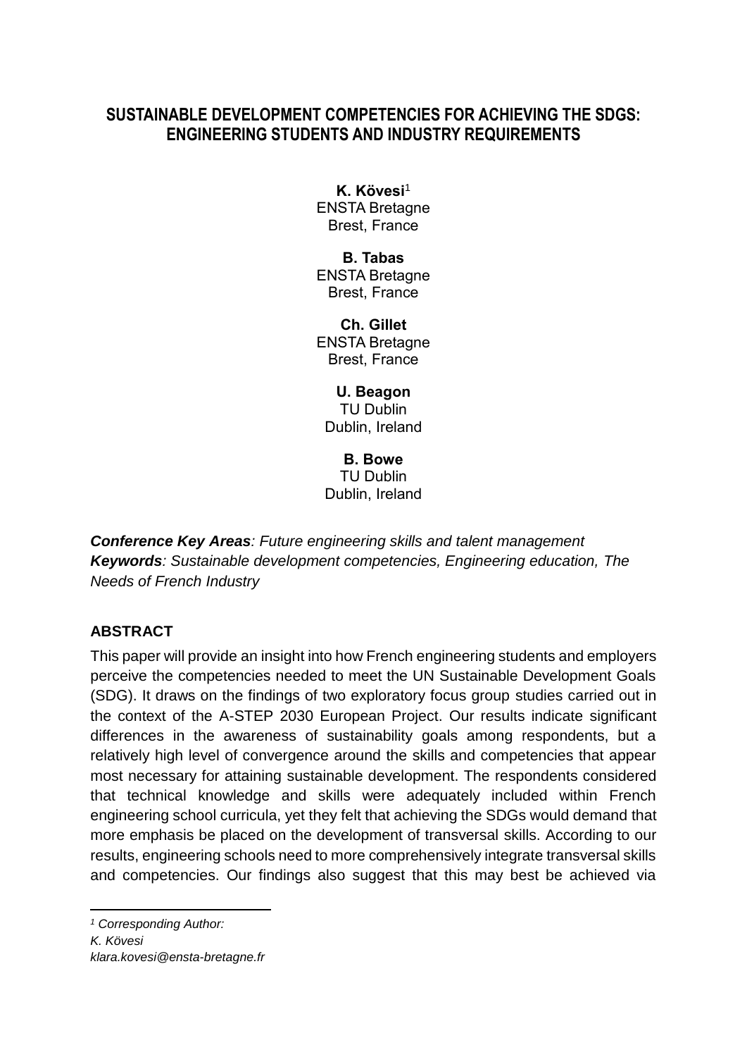# SUSTAINABLE DEVELOPMENT COMPETENCIES FOR ACHIEVING THE SDGS: ENGINEERING STUDENTS AND INDUSTRY REQUIREMENTS

**K. Kövesi**[1]
ENSTA Bretagne
Brest, France

**B. Tabas**
ENSTA Bretagne
Brest, France

**Ch. Gillet**
ENSTA Bretagne
Brest, France

**U. Beagon**
TU Dublin
Dublin, Ireland

**B. Bowe**
TU Dublin
Dublin, Ireland

***Conference Key Areas***: *Future engineering skills and talent management*
***Keywords***: *Sustainable development competencies, Engineering education, The Needs of French Industry*

## ABSTRACT

This paper will provide an insight into how French engineering students and employers perceive the competencies needed to meet the UN Sustainable Development Goals (SDG). It draws on the findings of two exploratory focus group studies carried out in the context of the A-STEP 2030 European Project. Our results indicate significant differences in the awareness of sustainability goals among respondents, but a relatively high level of convergence around the skills and competencies that appear most necessary for attaining sustainable development. The respondents considered that technical knowledge and skills were adequately included within French engineering school curricula, yet they felt that achieving the SDGs would demand that more emphasis be placed on the development of transversal skills. According to our results, engineering schools need to more comprehensively integrate transversal skills and competencies. Our findings also suggest that this may best be achieved via

---

[1] *Corresponding Author:*
*K. Kövesi*
*klara.kovesi@ensta-bretagne.fr*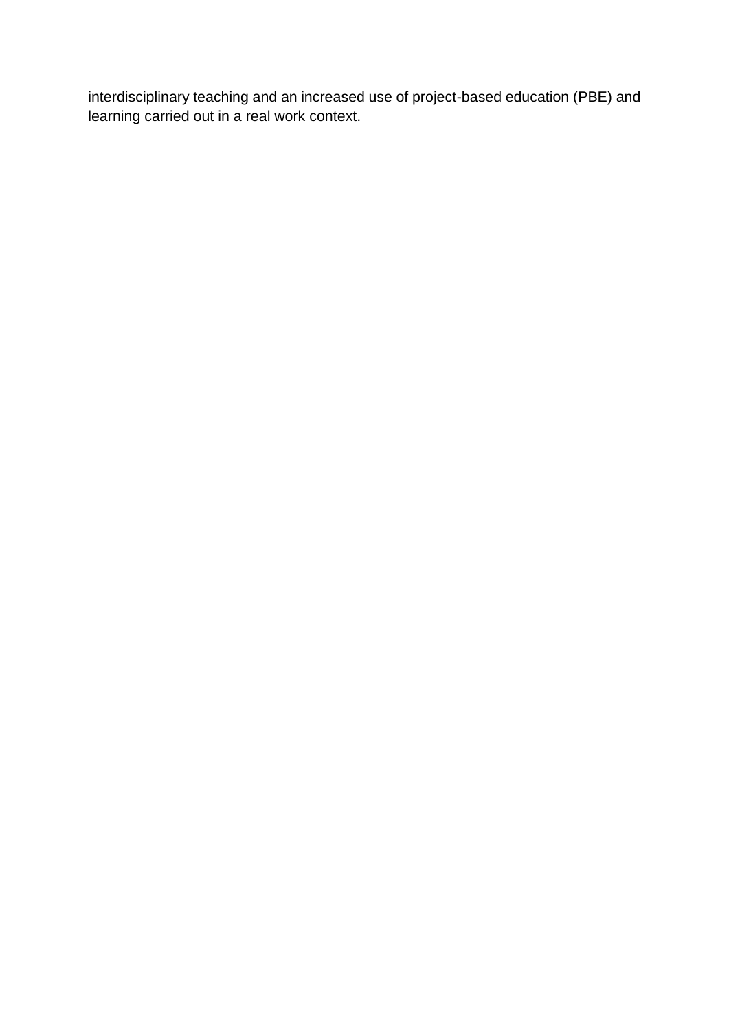interdisciplinary teaching and an increased use of project-based education (PBE) and learning carried out in a real work context.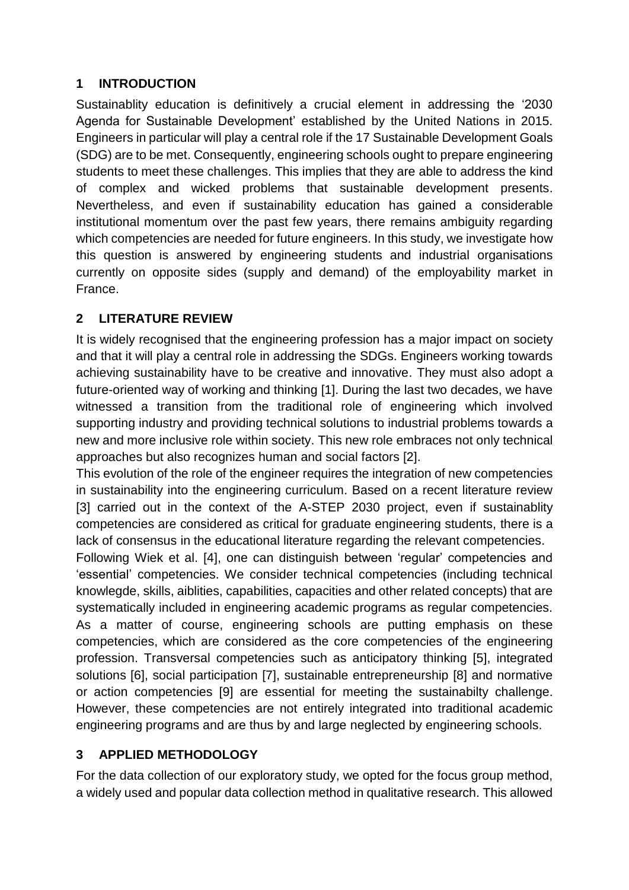## 1 INTRODUCTION

Sustainablity education is definitively a crucial element in addressing the '2030 Agenda for Sustainable Development' established by the United Nations in 2015. Engineers in particular will play a central role if the 17 Sustainable Development Goals (SDG) are to be met. Consequently, engineering schools ought to prepare engineering students to meet these challenges. This implies that they are able to address the kind of complex and wicked problems that sustainable development presents. Nevertheless, and even if sustainability education has gained a considerable institutional momentum over the past few years, there remains ambiguity regarding which competencies are needed for future engineers. In this study, we investigate how this question is answered by engineering students and industrial organisations currently on opposite sides (supply and demand) of the employability market in France.

## 2 LITERATURE REVIEW

It is widely recognised that the engineering profession has a major impact on society and that it will play a central role in addressing the SDGs. Engineers working towards achieving sustainability have to be creative and innovative. They must also adopt a future-oriented way of working and thinking [1]. During the last two decades, we have witnessed a transition from the traditional role of engineering which involved supporting industry and providing technical solutions to industrial problems towards a new and more inclusive role within society. This new role embraces not only technical approaches but also recognizes human and social factors [2].

This evolution of the role of the engineer requires the integration of new competencies in sustainability into the engineering curriculum. Based on a recent literature review [3] carried out in the context of the A-STEP 2030 project, even if sustainablity competencies are considered as critical for graduate engineering students, there is a lack of consensus in the educational literature regarding the relevant competencies.

Following Wiek et al. [4], one can distinguish between 'regular' competencies and 'essential' competencies. We consider technical competencies (including technical knowlegde, skills, aiblities, capabilities, capacities and other related concepts) that are systematically included in engineering academic programs as regular competencies. As a matter of course, engineering schools are putting emphasis on these competencies, which are considered as the core competencies of the engineering profession. Transversal competencies such as anticipatory thinking [5], integrated solutions [6], social participation [7], sustainable entrepreneurship [8] and normative or action competencies [9] are essential for meeting the sustainabilty challenge. However, these competencies are not entirely integrated into traditional academic engineering programs and are thus by and large neglected by engineering schools.

## 3 APPLIED METHODOLOGY

For the data collection of our exploratory study, we opted for the focus group method, a widely used and popular data collection method in qualitative research. This allowed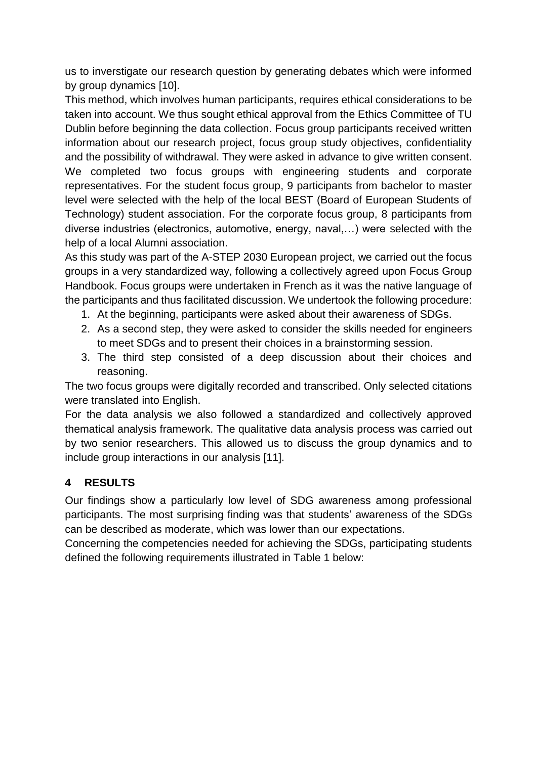us to inverstigate our research question by generating debates which were informed by group dynamics [10].

This method, which involves human participants, requires ethical considerations to be taken into account. We thus sought ethical approval from the Ethics Committee of TU Dublin before beginning the data collection. Focus group participants received written information about our research project, focus group study objectives, confidentiality and the possibility of withdrawal. They were asked in advance to give written consent.

We completed two focus groups with engineering students and corporate representatives. For the student focus group, 9 participants from bachelor to master level were selected with the help of the local BEST (Board of European Students of Technology) student association. For the corporate focus group, 8 participants from diverse industries (electronics, automotive, energy, naval,…) were selected with the help of a local Alumni association.

As this study was part of the A-STEP 2030 European project, we carried out the focus groups in a very standardized way, following a collectively agreed upon Focus Group Handbook. Focus groups were undertaken in French as it was the native language of the participants and thus facilitated discussion. We undertook the following procedure:

1. At the beginning, participants were asked about their awareness of SDGs.
2. As a second step, they were asked to consider the skills needed for engineers to meet SDGs and to present their choices in a brainstorming session.
3. The third step consisted of a deep discussion about their choices and reasoning.

The two focus groups were digitally recorded and transcribed. Only selected citations were translated into English.

For the data analysis we also followed a standardized and collectively approved thematical analysis framework. The qualitative data analysis process was carried out by two senior researchers. This allowed us to discuss the group dynamics and to include group interactions in our analysis [11].

## 4 RESULTS

Our findings show a particularly low level of SDG awareness among professional participants. The most surprising finding was that students' awareness of the SDGs can be described as moderate, which was lower than our expectations.

Concerning the competencies needed for achieving the SDGs, participating students defined the following requirements illustrated in Table 1 below: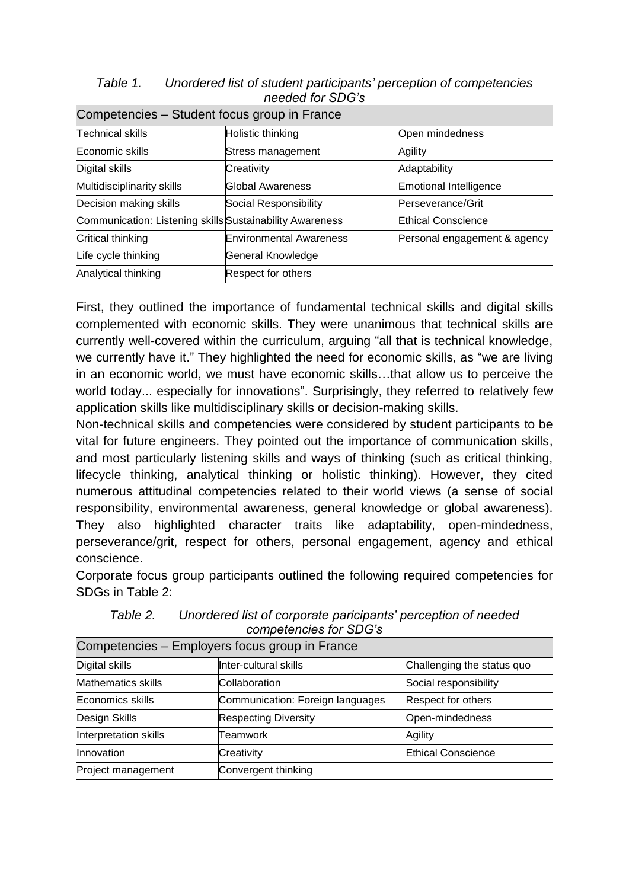*Table 1. Unordered list of student participants' perception of competencies needed for SDG's*

| Competencies – Student focus group in France | | |
|---|---|---|
| Technical skills | Holistic thinking | Open mindedness |
| Economic skills | Stress management | Agility |
| Digital skills | Creativity | Adaptability |
| Multidisciplinarity skills | Global Awareness | Emotional Intelligence |
| Decision making skills | Social Responsibility | Perseverance/Grit |
| Communication: Listening skills | Sustainability Awareness | Ethical Conscience |
| Critical thinking | Environmental Awareness | Personal engagement & agency |
| Life cycle thinking | General Knowledge | |
| Analytical thinking | Respect for others | |

First, they outlined the importance of fundamental technical skills and digital skills complemented with economic skills. They were unanimous that technical skills are currently well-covered within the curriculum, arguing "all that is technical knowledge, we currently have it." They highlighted the need for economic skills, as "we are living in an economic world, we must have economic skills…that allow us to perceive the world today... especially for innovations". Surprisingly, they referred to relatively few application skills like multidisciplinary skills or decision-making skills.

Non-technical skills and competencies were considered by student participants to be vital for future engineers. They pointed out the importance of communication skills, and most particularly listening skills and ways of thinking (such as critical thinking, lifecycle thinking, analytical thinking or holistic thinking). However, they cited numerous attitudinal competencies related to their world views (a sense of social responsibility, environmental awareness, general knowledge or global awareness). They also highlighted character traits like adaptability, open-mindedness, perseverance/grit, respect for others, personal engagement, agency and ethical conscience.

Corporate focus group participants outlined the following required competencies for SDGs in Table 2:

*Table 2. Unordered list of corporate paricipants' perception of needed competencies for SDG's*

| Competencies – Employers focus group in France | | |
|---|---|---|
| Digital skills | Inter-cultural skills | Challenging the status quo |
| Mathematics skills | Collaboration | Social responsibility |
| Economics skills | Communication: Foreign languages | Respect for others |
| Design Skills | Respecting Diversity | Open-mindedness |
| Interpretation skills | Teamwork | Agility |
| Innovation | Creativity | Ethical Conscience |
| Project management | Convergent thinking | |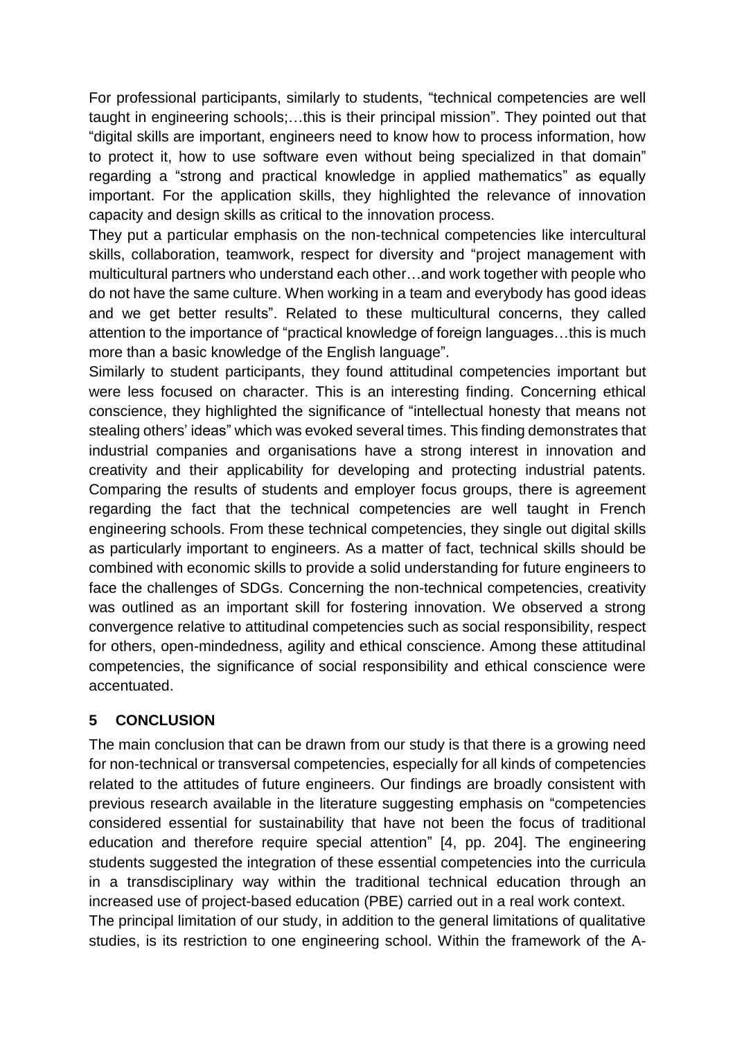For professional participants, similarly to students, "technical competencies are well taught in engineering schools;…this is their principal mission". They pointed out that "digital skills are important, engineers need to know how to process information, how to protect it, how to use software even without being specialized in that domain" regarding a "strong and practical knowledge in applied mathematics" as equally important. For the application skills, they highlighted the relevance of innovation capacity and design skills as critical to the innovation process.

They put a particular emphasis on the non-technical competencies like intercultural skills, collaboration, teamwork, respect for diversity and "project management with multicultural partners who understand each other…and work together with people who do not have the same culture. When working in a team and everybody has good ideas and we get better results". Related to these multicultural concerns, they called attention to the importance of "practical knowledge of foreign languages…this is much more than a basic knowledge of the English language".

Similarly to student participants, they found attitudinal competencies important but were less focused on character. This is an interesting finding. Concerning ethical conscience, they highlighted the significance of "intellectual honesty that means not stealing others' ideas" which was evoked several times. This finding demonstrates that industrial companies and organisations have a strong interest in innovation and creativity and their applicability for developing and protecting industrial patents.

Comparing the results of students and employer focus groups, there is agreement regarding the fact that the technical competencies are well taught in French engineering schools. From these technical competencies, they single out digital skills as particularly important to engineers. As a matter of fact, technical skills should be combined with economic skills to provide a solid understanding for future engineers to face the challenges of SDGs. Concerning the non-technical competencies, creativity was outlined as an important skill for fostering innovation. We observed a strong convergence relative to attitudinal competencies such as social responsibility, respect for others, open-mindedness, agility and ethical conscience. Among these attitudinal competencies, the significance of social responsibility and ethical conscience were accentuated.

## 5 CONCLUSION

The main conclusion that can be drawn from our study is that there is a growing need for non-technical or transversal competencies, especially for all kinds of competencies related to the attitudes of future engineers. Our findings are broadly consistent with previous research available in the literature suggesting emphasis on "competencies considered essential for sustainability that have not been the focus of traditional education and therefore require special attention" [4, pp. 204]. The engineering students suggested the integration of these essential competencies into the curricula in a transdisciplinary way within the traditional technical education through an increased use of project-based education (PBE) carried out in a real work context.

The principal limitation of our study, in addition to the general limitations of qualitative studies, is its restriction to one engineering school. Within the framework of the A-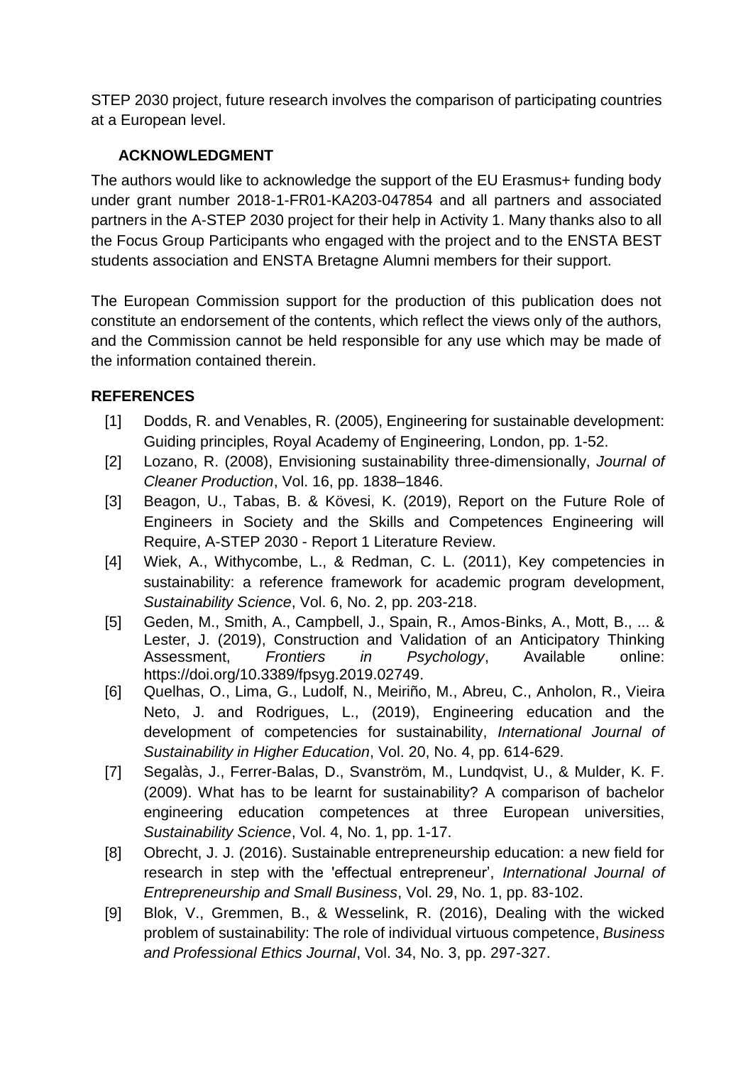STEP 2030 project, future research involves the comparison of participating countries at a European level.

## ACKNOWLEDGMENT

The authors would like to acknowledge the support of the EU Erasmus+ funding body under grant number 2018-1-FR01-KA203-047854 and all partners and associated partners in the A-STEP 2030 project for their help in Activity 1. Many thanks also to all the Focus Group Participants who engaged with the project and to the ENSTA BEST students association and ENSTA Bretagne Alumni members for their support.

The European Commission support for the production of this publication does not constitute an endorsement of the contents, which reflect the views only of the authors, and the Commission cannot be held responsible for any use which may be made of the information contained therein.

## REFERENCES

[1] Dodds, R. and Venables, R. (2005), Engineering for sustainable development: Guiding principles, Royal Academy of Engineering, London, pp. 1-52.

[2] Lozano, R. (2008), Envisioning sustainability three-dimensionally, *Journal of Cleaner Production*, Vol. 16, pp. 1838–1846.

[3] Beagon, U., Tabas, B. & Kövesi, K. (2019), Report on the Future Role of Engineers in Society and the Skills and Competences Engineering will Require, A-STEP 2030 - Report 1 Literature Review.

[4] Wiek, A., Withycombe, L., & Redman, C. L. (2011), Key competencies in sustainability: a reference framework for academic program development, *Sustainability Science*, Vol. 6, No. 2, pp. 203-218.

[5] Geden, M., Smith, A., Campbell, J., Spain, R., Amos-Binks, A., Mott, B., ... & Lester, J. (2019), Construction and Validation of an Anticipatory Thinking Assessment, *Frontiers in Psychology*, Available online: https://doi.org/10.3389/fpsyg.2019.02749.

[6] Quelhas, O., Lima, G., Ludolf, N., Meiriño, M., Abreu, C., Anholon, R., Vieira Neto, J. and Rodrigues, L., (2019), Engineering education and the development of competencies for sustainability, *International Journal of Sustainability in Higher Education*, Vol. 20, No. 4, pp. 614-629.

[7] Segalàs, J., Ferrer-Balas, D., Svanström, M., Lundqvist, U., & Mulder, K. F. (2009). What has to be learnt for sustainability? A comparison of bachelor engineering education competences at three European universities, *Sustainability Science*, Vol. 4, No. 1, pp. 1-17.

[8] Obrecht, J. J. (2016). Sustainable entrepreneurship education: a new field for research in step with the 'effectual entrepreneur', *International Journal of Entrepreneurship and Small Business*, Vol. 29, No. 1, pp. 83-102.

[9] Blok, V., Gremmen, B., & Wesselink, R. (2016), Dealing with the wicked problem of sustainability: The role of individual virtuous competence, *Business and Professional Ethics Journal*, Vol. 34, No. 3, pp. 297-327.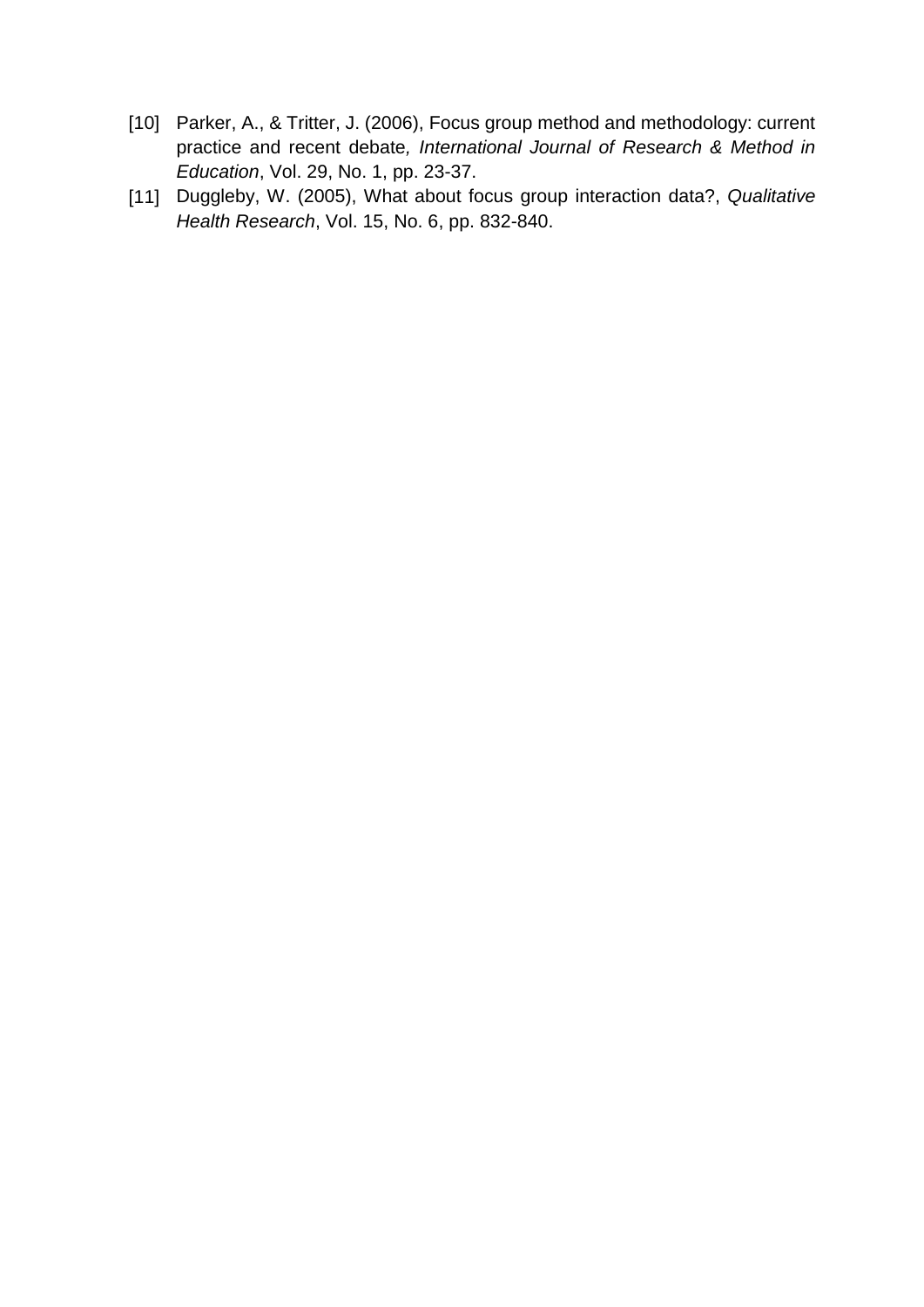[10] Parker, A., & Tritter, J. (2006), Focus group method and methodology: current practice and recent debate*, International Journal of Research & Method in Education*, Vol. 29, No. 1, pp. 23-37.

[11] Duggleby, W. (2005), What about focus group interaction data?, *Qualitative Health Research*, Vol. 15, No. 6, pp. 832-840.